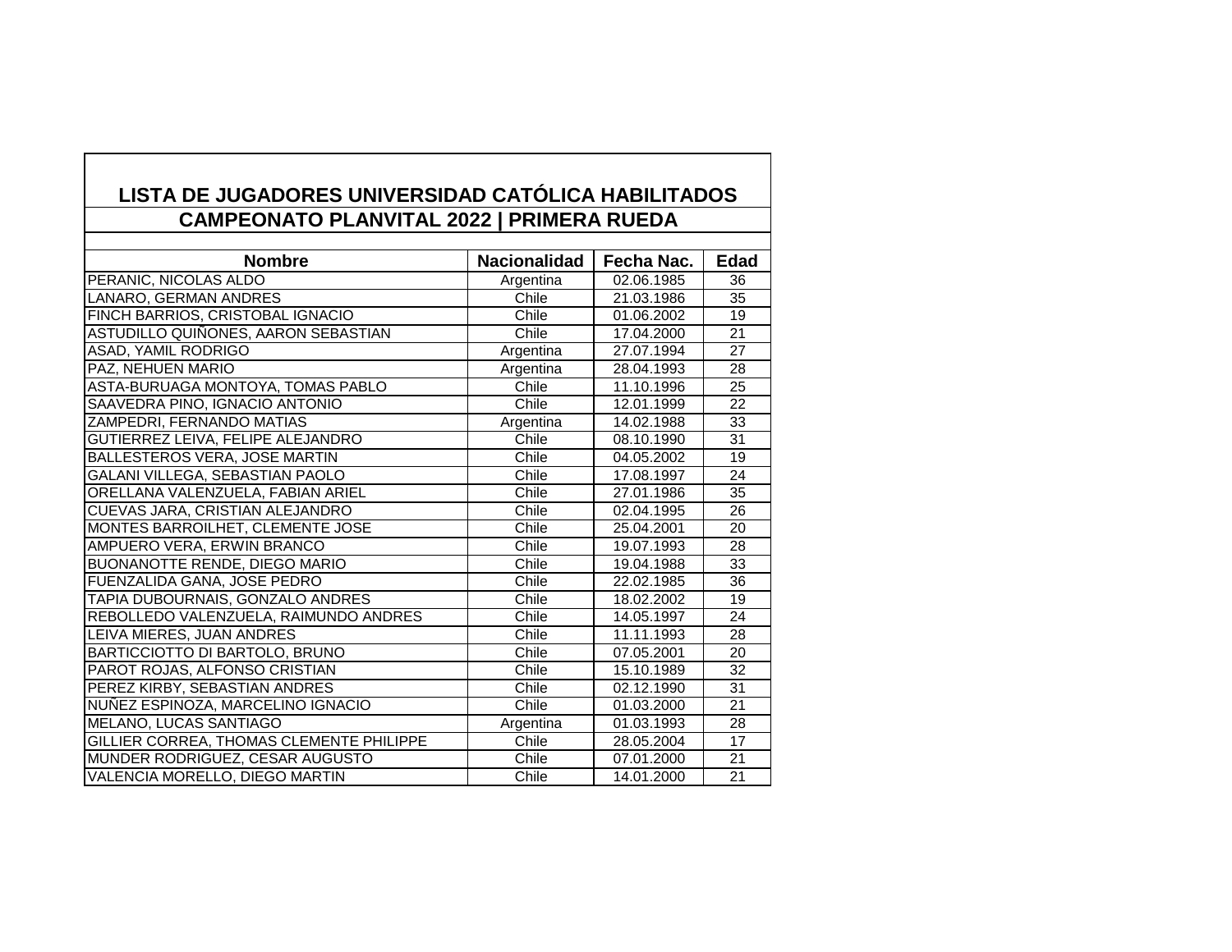## LISTA DE JUGADORES UNIVERSIDAD CATÓLICA HABILITADOS
## CAMPEONATO PLANVITAL 2022 | PRIMERA RUEDA

| Nombre | Nacionalidad | Fecha Nac. | Edad |
|---|---|---|---|
| PERANIC, NICOLAS ALDO | Argentina | 02.06.1985 | 36 |
| LANARO, GERMAN ANDRES | Chile | 21.03.1986 | 35 |
| FINCH BARRIOS, CRISTOBAL IGNACIO | Chile | 01.06.2002 | 19 |
| ASTUDILLO QUIÑONES, AARON SEBASTIAN | Chile | 17.04.2000 | 21 |
| ASAD, YAMIL RODRIGO | Argentina | 27.07.1994 | 27 |
| PAZ, NEHUEN MARIO | Argentina | 28.04.1993 | 28 |
| ASTA-BURUAGA MONTOYA, TOMAS PABLO | Chile | 11.10.1996 | 25 |
| SAAVEDRA PINO, IGNACIO ANTONIO | Chile | 12.01.1999 | 22 |
| ZAMPEDRI, FERNANDO MATIAS | Argentina | 14.02.1988 | 33 |
| GUTIERREZ LEIVA, FELIPE ALEJANDRO | Chile | 08.10.1990 | 31 |
| BALLESTEROS VERA, JOSE MARTIN | Chile | 04.05.2002 | 19 |
| GALANI VILLEGA, SEBASTIAN PAOLO | Chile | 17.08.1997 | 24 |
| ORELLANA VALENZUELA, FABIAN ARIEL | Chile | 27.01.1986 | 35 |
| CUEVAS JARA, CRISTIAN ALEJANDRO | Chile | 02.04.1995 | 26 |
| MONTES BARROILHET, CLEMENTE JOSE | Chile | 25.04.2001 | 20 |
| AMPUERO VERA, ERWIN BRANCO | Chile | 19.07.1993 | 28 |
| BUONANOTTE RENDE, DIEGO MARIO | Chile | 19.04.1988 | 33 |
| FUENZALIDA GANA, JOSE PEDRO | Chile | 22.02.1985 | 36 |
| TAPIA DUBOURNAIS, GONZALO ANDRES | Chile | 18.02.2002 | 19 |
| REBOLLEDO VALENZUELA, RAIMUNDO ANDRES | Chile | 14.05.1997 | 24 |
| LEIVA MIERES, JUAN ANDRES | Chile | 11.11.1993 | 28 |
| BARTICCIOTTO DI BARTOLO, BRUNO | Chile | 07.05.2001 | 20 |
| PAROT ROJAS, ALFONSO CRISTIAN | Chile | 15.10.1989 | 32 |
| PEREZ KIRBY, SEBASTIAN ANDRES | Chile | 02.12.1990 | 31 |
| NUÑEZ ESPINOZA, MARCELINO IGNACIO | Chile | 01.03.2000 | 21 |
| MELANO, LUCAS SANTIAGO | Argentina | 01.03.1993 | 28 |
| GILLIER CORREA, THOMAS CLEMENTE PHILIPPE | Chile | 28.05.2004 | 17 |
| MUNDER RODRIGUEZ, CESAR AUGUSTO | Chile | 07.01.2000 | 21 |
| VALENCIA MORELLO, DIEGO MARTIN | Chile | 14.01.2000 | 21 |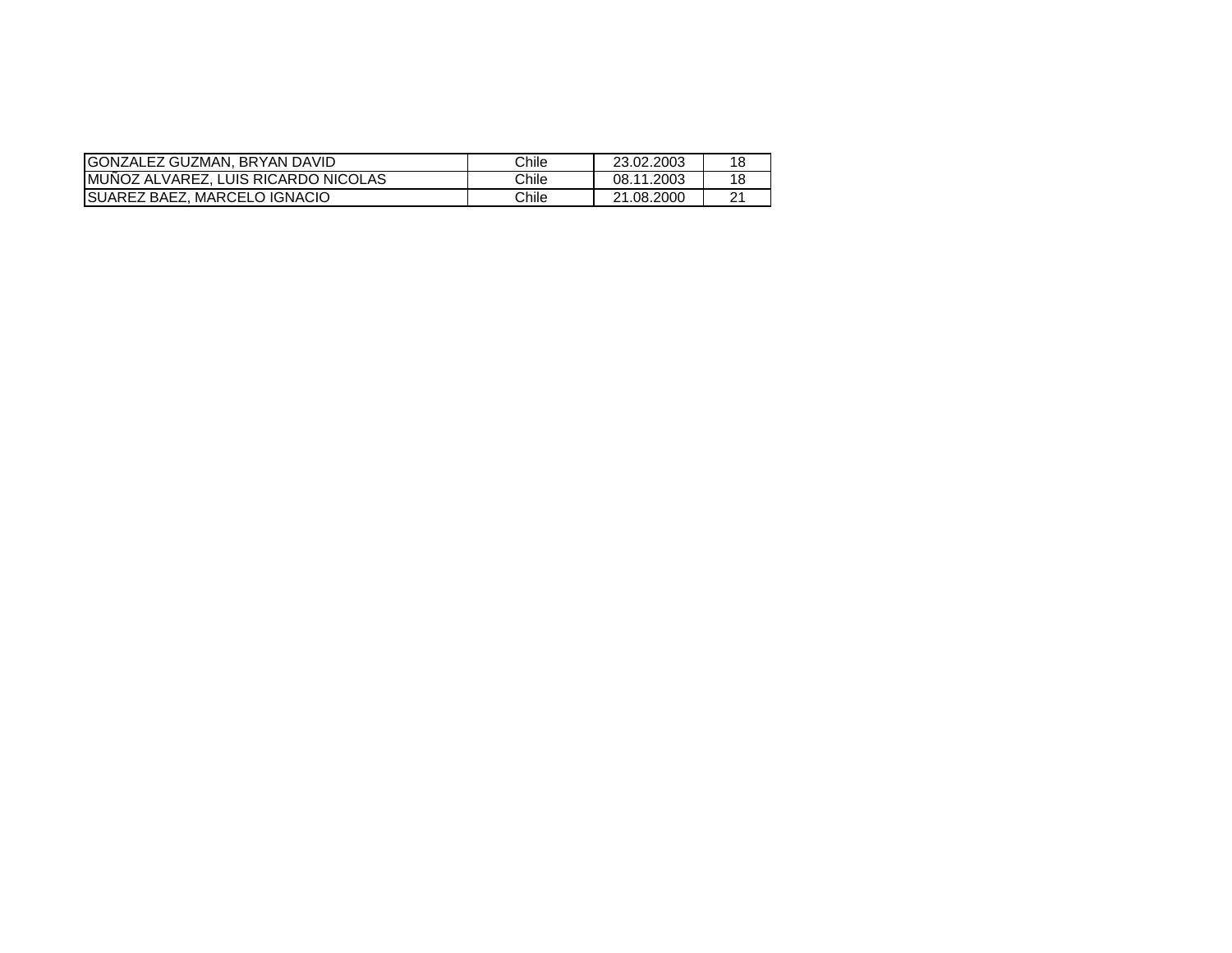| | | | |
|---|---|---|---|
| GONZALEZ GUZMAN, BRYAN DAVID | Chile | 23.02.2003 | 18 |
| MUÑOZ ALVAREZ, LUIS RICARDO NICOLAS | Chile | 08.11.2003 | 18 |
| SUAREZ BAEZ, MARCELO IGNACIO | Chile | 21.08.2000 | 21 |